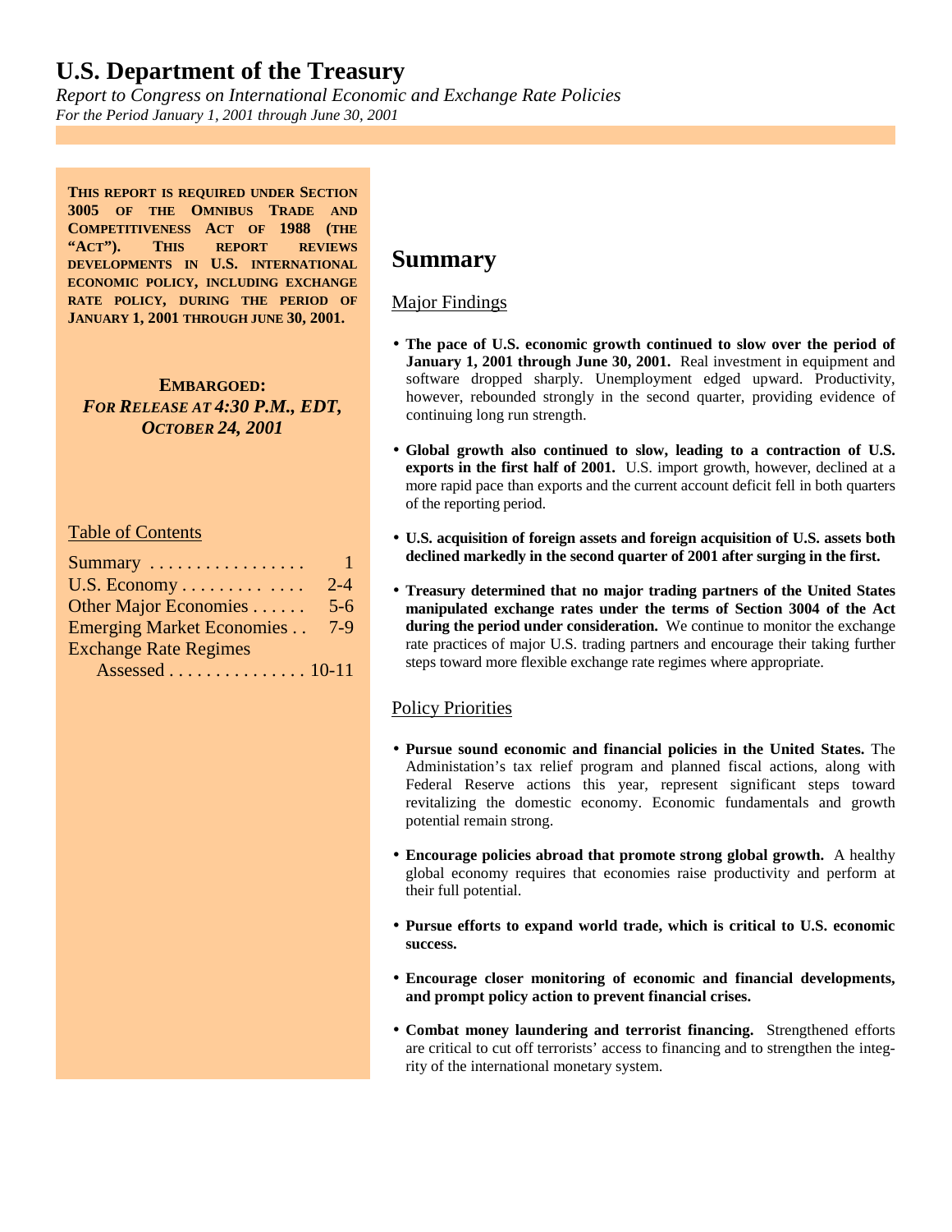# U.S. Department of the Treasury

*Report to Congress on International Economic and Exchange Rate Policies*

*For the Period January 1, 2001 through June 30, 2001*

**THIS REPORT IS REQUIRED UNDER SECTION 3005 OF THE OMNIBUS TRADE AND COMPETITIVENESS ACT OF 1988 (THE "ACT"). THIS REPORT REVIEWS DEVELOPMENTS IN U.S. INTERNATIONAL ECONOMIC POLICY, INCLUDING EXCHANGE RATE POLICY, DURING THE PERIOD OF JANUARY 1, 2001 THROUGH JUNE 30, 2001.**

**EMBARGOED:**
***FOR RELEASE AT 4:30 P.M., EDT, OCTOBER 24, 2001***

Table of Contents

| Section | Page |
|---|---|
| Summary | 1 |
| U.S. Economy | 2-4 |
| Other Major Economies | 5-6 |
| Emerging Market Economies | 7-9 |
| Exchange Rate Regimes Assessed | 10-11 |

## Summary

### Major Findings

- **The pace of U.S. economic growth continued to slow over the period of January 1, 2001 through June 30, 2001.** Real investment in equipment and software dropped sharply. Unemployment edged upward. Productivity, however, rebounded strongly in the second quarter, providing evidence of continuing long run strength.

- **Global growth also continued to slow, leading to a contraction of U.S. exports in the first half of 2001.** U.S. import growth, however, declined at a more rapid pace than exports and the current account deficit fell in both quarters of the reporting period.

- **U.S. acquisition of foreign assets and foreign acquisition of U.S. assets both declined markedly in the second quarter of 2001 after surging in the first.**

- **Treasury determined that no major trading partners of the United States manipulated exchange rates under the terms of Section 3004 of the Act during the period under consideration.** We continue to monitor the exchange rate practices of major U.S. trading partners and encourage their taking further steps toward more flexible exchange rate regimes where appropriate.

### Policy Priorities

- **Pursue sound economic and financial policies in the United States.** The Administration's tax relief program and planned fiscal actions, along with Federal Reserve actions this year, represent significant steps toward revitalizing the domestic economy. Economic fundamentals and growth potential remain strong.

- **Encourage policies abroad that promote strong global growth.** A healthy global economy requires that economies raise productivity and perform at their full potential.

- **Pursue efforts to expand world trade, which is critical to U.S. economic success.**

- **Encourage closer monitoring of economic and financial developments, and prompt policy action to prevent financial crises.**

- **Combat money laundering and terrorist financing.** Strengthened efforts are critical to cut off terrorists' access to financing and to strengthen the integrity of the international monetary system.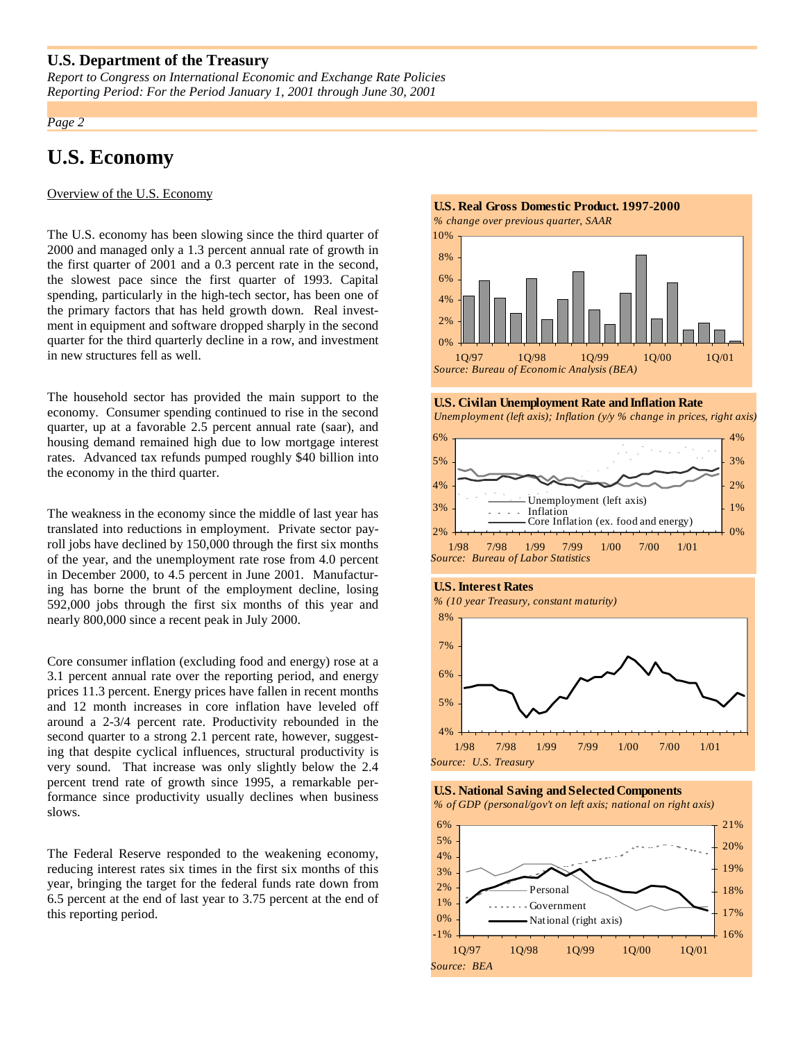# U.S. Economy

Overview of the U.S. Economy

The U.S. economy has been slowing since the third quarter of 2000 and managed only a 1.3 percent annual rate of growth in the first quarter of 2001 and a 0.3 percent rate in the second, the slowest pace since the first quarter of 1993. Capital spending, particularly in the high-tech sector, has been one of the primary factors that has held growth down. Real investment in equipment and software dropped sharply in the second quarter for the third quarterly decline in a row, and investment in new structures fell as well.

The household sector has provided the main support to the economy. Consumer spending continued to rise in the second quarter, up at a favorable 2.5 percent annual rate (saar), and housing demand remained high due to low mortgage interest rates. Advanced tax refunds pumped roughly $40 billion into the economy in the third quarter.

The weakness in the economy since the middle of last year has translated into reductions in employment. Private sector payroll jobs have declined by 150,000 through the first six months of the year, and the unemployment rate rose from 4.0 percent in December 2000, to 4.5 percent in June 2001. Manufacturing has borne the brunt of the employment decline, losing 592,000 jobs through the first six months of this year and nearly 800,000 since a recent peak in July 2000.

Core consumer inflation (excluding food and energy) rose at a 3.1 percent annual rate over the reporting period, and energy prices 11.3 percent. Energy prices have fallen in recent months and 12 month increases in core inflation have leveled off around a 2-3/4 percent rate. Productivity rebounded in the second quarter to a strong 2.1 percent rate, however, suggesting that despite cyclical influences, structural productivity is very sound. That increase was only slightly below the 2.4 percent trend rate of growth since 1995, a remarkable performance since productivity usually declines when business slows.

The Federal Reserve responded to the weakening economy, reducing interest rates six times in the first six months of this year, bringing the target for the federal funds rate down from 6.5 percent at the end of last year to 3.75 percent at the end of this reporting period.

**U.S. Real Gross Domestic Product. 1997-2000**
*% change over previous quarter, SAAR*
*Source: Bureau of Economic Analysis (BEA)*

**U.S. Civilan Unemployment Rate and Inflation Rate**
*Unemployment (left axis); Inflation (y/y % change in prices, right axis)*
*Source: Bureau of Labor Statistics*

**U.S. Interest Rates**
*% (10 year Treasury, constant maturity)*
*Source: U.S. Treasury*

**U.S. National Saving and Selected Components**
*% of GDP (personal/gov't on left axis; national on right axis)*
*Source: BEA*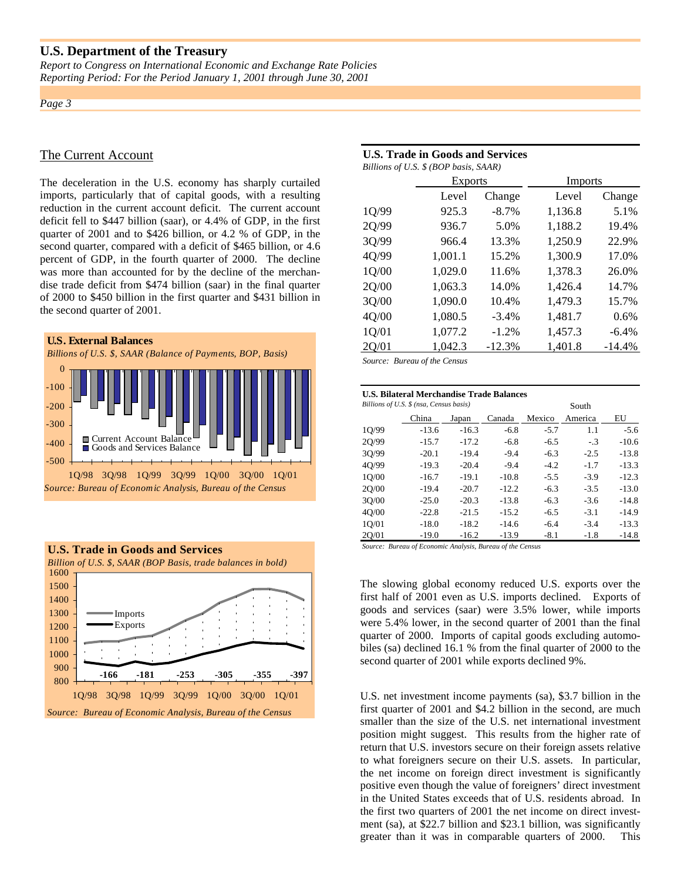## The Current Account

The deceleration in the U.S. economy has sharply curtailed imports, particularly that of capital goods, with a resulting reduction in the current account deficit. The current account deficit fell to $447 billion (saar), or 4.4% of GDP, in the first quarter of 2001 and to $426 billion, or 4.2 % of GDP, in the second quarter, compared with a deficit of $465 billion, or 4.6 percent of GDP, in the fourth quarter of 2000. The decline was more than accounted for by the decline of the merchandise trade deficit from $474 billion (saar) in the final quarter of 2000 to $450 billion in the first quarter and $431 billion in the second quarter of 2001.

**U.S. External Balances**

*Billions of U.S. $, SAAR (Balance of Payments, BOP, Basis)*

Legend: Current Account Balance; Goods and Services Balance

*Source: Bureau of Economic Analysis, Bureau of the Census*

**U.S. Trade in Goods and Services**

*Billion of U.S. $, SAAR (BOP Basis, trade balances in bold)*

Legend: Imports; Exports

Trade balances: **-166**, **-181**, **-253**, **-305**, **-355**, **-397**

*Source: Bureau of Economic Analysis, Bureau of the Census*

**U.S. Trade in Goods and Services**

*Billions of U.S. $ (BOP basis, SAAR)*

| | Exports | | Imports | |
|---|---|---|---|---|
| | Level | Change | Level | Change |
| 1Q/99 | 925.3 | -8.7% | 1,136.8 | 5.1% |
| 2Q/99 | 936.7 | 5.0% | 1,188.2 | 19.4% |
| 3Q/99 | 966.4 | 13.3% | 1,250.9 | 22.9% |
| 4Q/99 | 1,001.1 | 15.2% | 1,300.9 | 17.0% |
| 1Q/00 | 1,029.0 | 11.6% | 1,378.3 | 26.0% |
| 2Q/00 | 1,063.3 | 14.0% | 1,426.4 | 14.7% |
| 3Q/00 | 1,090.0 | 10.4% | 1,479.3 | 15.7% |
| 4Q/00 | 1,080.5 | -3.4% | 1,481.7 | 0.6% |
| 1Q/01 | 1,077.2 | -1.2% | 1,457.3 | -6.4% |
| 2Q/01 | 1,042.3 | -12.3% | 1,401.8 | -14.4% |

*Source: Bureau of the Census*

**U.S. Bilateral Merchandise Trade Balances**

*Billions of U.S. $ (nsa, Census basis)*

| | China | Japan | Canada | Mexico | South America | EU |
|---|---|---|---|---|---|---|
| 1Q/99 | -13.6 | -16.3 | -6.8 | -5.7 | 1.1 | -5.6 |
| 2Q/99 | -15.7 | -17.2 | -6.8 | -6.5 | -.3 | -10.6 |
| 3Q/99 | -20.1 | -19.4 | -9.4 | -6.3 | -2.5 | -13.8 |
| 4Q/99 | -19.3 | -20.4 | -9.4 | -4.2 | -1.7 | -13.3 |
| 1Q/00 | -16.7 | -19.1 | -10.8 | -5.5 | -3.9 | -12.3 |
| 2Q/00 | -19.4 | -20.7 | -12.2 | -6.3 | -3.5 | -13.0 |
| 3Q/00 | -25.0 | -20.3 | -13.8 | -6.3 | -3.6 | -14.8 |
| 4Q/00 | -22.8 | -21.5 | -15.2 | -6.5 | -3.1 | -14.9 |
| 1Q/01 | -18.0 | -18.2 | -14.6 | -6.4 | -3.4 | -13.3 |
| 2Q/01 | -19.0 | -16.2 | -13.9 | -8.1 | -1.8 | -14.8 |

*Source: Bureau of Economic Analysis, Bureau of the Census*

The slowing global economy reduced U.S. exports over the first half of 2001 even as U.S. imports declined. Exports of goods and services (saar) were 3.5% lower, while imports were 5.4% lower, in the second quarter of 2001 than the final quarter of 2000. Imports of capital goods excluding automobiles (sa) declined 16.1 % from the final quarter of 2000 to the second quarter of 2001 while exports declined 9%.

U.S. net investment income payments (sa), $3.7 billion in the first quarter of 2001 and $4.2 billion in the second, are much smaller than the size of the U.S. net international investment position might suggest. This results from the higher rate of return that U.S. investors secure on their foreign assets relative to what foreigners secure on their U.S. assets. In particular, the net income on foreign direct investment is significantly positive even though the value of foreigners' direct investment in the United States exceeds that of U.S. residents abroad. In the first two quarters of 2001 the net income on direct investment (sa), at $22.7 billion and $23.1 billion, was significantly greater than it was in comparable quarters of 2000. This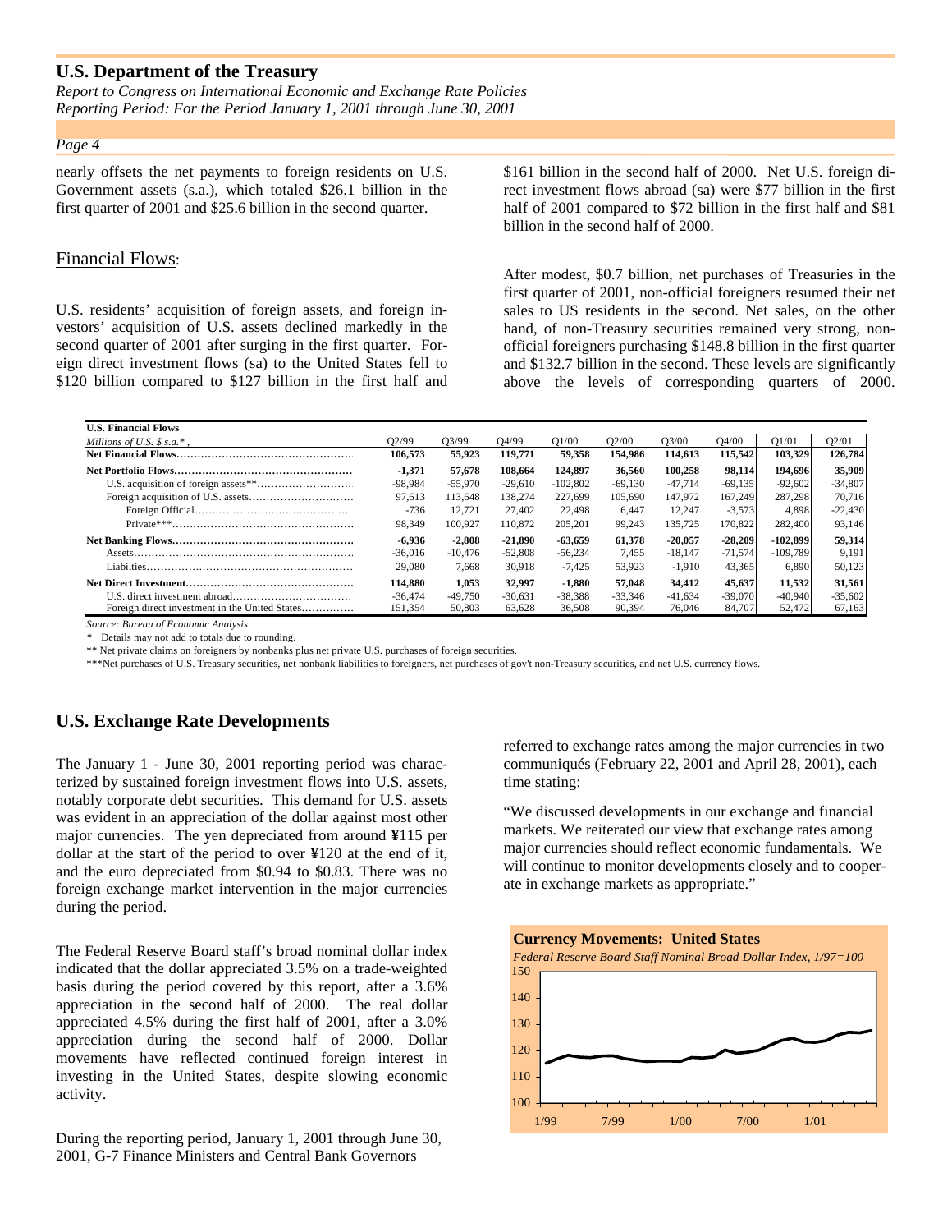nearly offsets the net payments to foreign residents on U.S. Government assets (s.a.), which totaled $26.1 billion in the first quarter of 2001 and $25.6 billion in the second quarter.

## Financial Flows:

U.S. residents' acquisition of foreign assets, and foreign investors' acquisition of U.S. assets declined markedly in the second quarter of 2001 after surging in the first quarter. Foreign direct investment flows (sa) to the United States fell to $120 billion compared to $127 billion in the first half and $161 billion in the second half of 2000. Net U.S. foreign direct investment flows abroad (sa) were $77 billion in the first half of 2001 compared to $72 billion in the first half and $81 billion in the second half of 2000.

After modest, $0.7 billion, net purchases of Treasuries in the first quarter of 2001, non-official foreigners resumed their net sales to US residents in the second. Net sales, on the other hand, of non-Treasury securities remained very strong, non-official foreigners purchasing $148.8 billion in the first quarter and $132.7 billion in the second. These levels are significantly above the levels of corresponding quarters of 2000.

| **U.S. Financial Flows** *Millions of U.S. $ s.a.** | Q2/99 | Q3/99 | Q4/99 | Q1/00 | Q2/00 | Q3/00 | Q4/00 | Q1/01 | Q2/01 |
|---|---|---|---|---|---|---|---|---|---|
| **Net Financial Flows** | **106,573** | **55,923** | **119,771** | **59,358** | **154,986** | **114,613** | **115,542** | **103,329** | **126,784** |
| **Net Portfolio Flows** | **-1,371** | **57,678** | **108,664** | **124,897** | **36,560** | **100,258** | **98,114** | **194,696** | **35,909** |
| U.S. acquisition of foreign assets** | -98,984 | -55,970 | -29,610 | -102,802 | -69,130 | -47,714 | -69,135 | -92,602 | -34,807 |
| Foreign acquisition of U.S. assets | 97,613 | 113,648 | 138,274 | 227,699 | 105,690 | 147,972 | 167,249 | 287,298 | 70,716 |
| Foreign Official | -736 | 12,721 | 27,402 | 22,498 | 6,447 | 12,247 | -3,573 | 4,898 | -22,430 |
| Private*** | 98,349 | 100,927 | 110,872 | 205,201 | 99,243 | 135,725 | 170,822 | 282,400 | 93,146 |
| **Net Banking Flows** | **-6,936** | **-2,808** | **-21,890** | **-63,659** | **61,378** | **-20,057** | **-28,209** | **-102,899** | **59,314** |
| Assets | -36,016 | -10,476 | -52,808 | -56,234 | 7,455 | -18,147 | -71,574 | -109,789 | 9,191 |
| Liabilities | 29,080 | 7,668 | 30,918 | -7,425 | 53,923 | -1,910 | 43,365 | 6,890 | 50,123 |
| **Net Direct Investment** | **114,880** | **1,053** | **32,997** | **-1,880** | **57,048** | **34,412** | **45,637** | **11,532** | **31,561** |
| U.S. direct investment abroad | -36,474 | -49,750 | -30,631 | -38,388 | -33,346 | -41,634 | -39,070 | -40,940 | -35,602 |
| Foreign direct investment in the United States | 151,354 | 50,803 | 63,628 | 36,508 | 90,394 | 76,046 | 84,707 | 52,472 | 67,163 |

*Source: Bureau of Economic Analysis*

\* Details may not add to totals due to rounding.

** Net private claims on foreigners by nonbanks plus net private U.S. purchases of foreign securities.

***Net purchases of U.S. Treasury securities, net nonbank liabilities to foreigners, net purchases of gov't non-Treasury securities, and net U.S. currency flows.

## U.S. Exchange Rate Developments

The January 1 - June 30, 2001 reporting period was characterized by sustained foreign investment flows into U.S. assets, notably corporate debt securities. This demand for U.S. assets was evident in an appreciation of the dollar against most other major currencies. The yen depreciated from around ¥115 per dollar at the start of the period to over ¥120 at the end of it, and the euro depreciated from $0.94 to $0.83. There was no foreign exchange market intervention in the major currencies during the period.

The Federal Reserve Board staff's broad nominal dollar index indicated that the dollar appreciated 3.5% on a trade-weighted basis during the period covered by this report, after a 3.6% appreciation in the second half of 2000. The real dollar appreciated 4.5% during the first half of 2001, after a 3.0% appreciation during the second half of 2000. Dollar movements have reflected continued foreign interest in investing in the United States, despite slowing economic activity.

During the reporting period, January 1, 2001 through June 30, 2001, G-7 Finance Ministers and Central Bank Governors referred to exchange rates among the major currencies in two communiqués (February 22, 2001 and April 28, 2001), each time stating:

"We discussed developments in our exchange and financial markets. We reiterated our view that exchange rates among major currencies should reflect economic fundamentals. We will continue to monitor developments closely and to cooperate in exchange markets as appropriate."

**Currency Movements: United States**

*Federal Reserve Board Staff Nominal Broad Dollar Index, 1/97=100*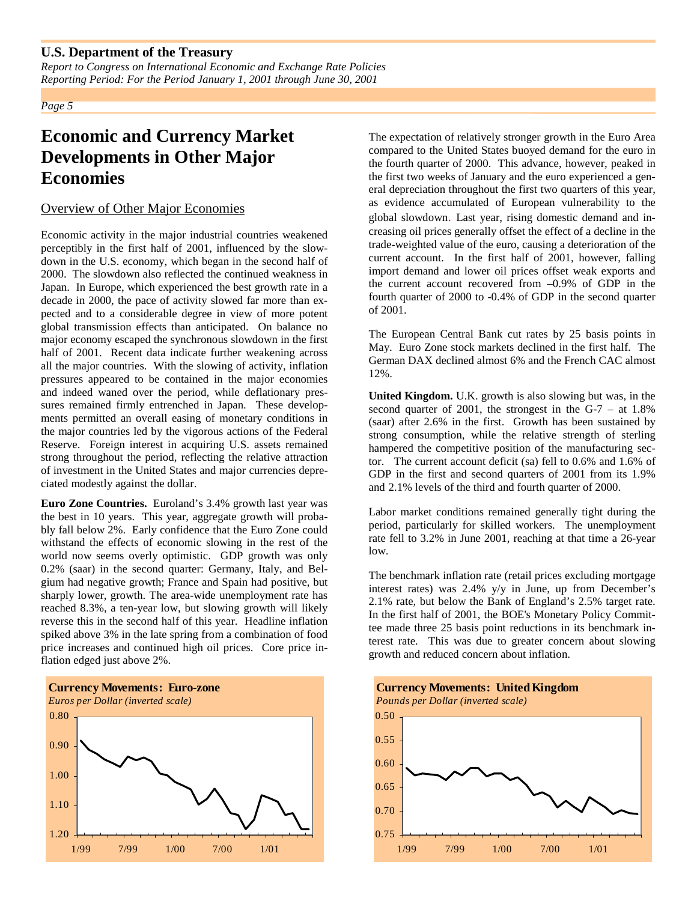# Economic and Currency Market Developments in Other Major Economies

## Overview of Other Major Economies

Economic activity in the major industrial countries weakened perceptibly in the first half of 2001, influenced by the slowdown in the U.S. economy, which began in the second half of 2000. The slowdown also reflected the continued weakness in Japan. In Europe, which experienced the best growth rate in a decade in 2000, the pace of activity slowed far more than expected and to a considerable degree in view of more potent global transmission effects than anticipated. On balance no major economy escaped the synchronous slowdown in the first half of 2001. Recent data indicate further weakening across all the major countries. With the slowing of activity, inflation pressures appeared to be contained in the major economies and indeed waned over the period, while deflationary pressures remained firmly entrenched in Japan. These developments permitted an overall easing of monetary conditions in the major countries led by the vigorous actions of the Federal Reserve. Foreign interest in acquiring U.S. assets remained strong throughout the period, reflecting the relative attraction of investment in the United States and major currencies depreciated modestly against the dollar.

**Euro Zone Countries.** Euroland's 3.4% growth last year was the best in 10 years. This year, aggregate growth will probably fall below 2%. Early confidence that the Euro Zone could withstand the effects of economic slowing in the rest of the world now seems overly optimistic. GDP growth was only 0.2% (saar) in the second quarter: Germany, Italy, and Belgium had negative growth; France and Spain had positive, but sharply lower, growth. The area-wide unemployment rate has reached 8.3%, a ten-year low, but slowing growth will likely reverse this in the second half of this year. Headline inflation spiked above 3% in the late spring from a combination of food price increases and continued high oil prices. Core price inflation edged just above 2%.

The expectation of relatively stronger growth in the Euro Area compared to the United States buoyed demand for the euro in the fourth quarter of 2000. This advance, however, peaked in the first two weeks of January and the euro experienced a general depreciation throughout the first two quarters of this year, as evidence accumulated of European vulnerability to the global slowdown. Last year, rising domestic demand and increasing oil prices generally offset the effect of a decline in the trade-weighted value of the euro, causing a deterioration of the current account. In the first half of 2001, however, falling import demand and lower oil prices offset weak exports and the current account recovered from –0.9% of GDP in the fourth quarter of 2000 to -0.4% of GDP in the second quarter of 2001.

The European Central Bank cut rates by 25 basis points in May. Euro Zone stock markets declined in the first half. The German DAX declined almost 6% and the French CAC almost 12%.

**United Kingdom.** U.K. growth is also slowing but was, in the second quarter of 2001, the strongest in the G-7 – at 1.8% (saar) after 2.6% in the first. Growth has been sustained by strong consumption, while the relative strength of sterling hampered the competitive position of the manufacturing sector. The current account deficit (sa) fell to 0.6% and 1.6% of GDP in the first and second quarters of 2001 from its 1.9% and 2.1% levels of the third and fourth quarter of 2000.

Labor market conditions remained generally tight during the period, particularly for skilled workers. The unemployment rate fell to 3.2% in June 2001, reaching at that time a 26-year low.

The benchmark inflation rate (retail prices excluding mortgage interest rates) was 2.4% y/y in June, up from December's 2.1% rate, but below the Bank of England's 2.5% target rate. In the first half of 2001, the BOE's Monetary Policy Committee made three 25 basis point reductions in its benchmark interest rate. This was due to greater concern about slowing growth and reduced concern about inflation.

**Currency Movements: Euro-zone**
*Euros per Dollar (inverted scale)*

**Currency Movements: United Kingdom**
*Pounds per Dollar (inverted scale)*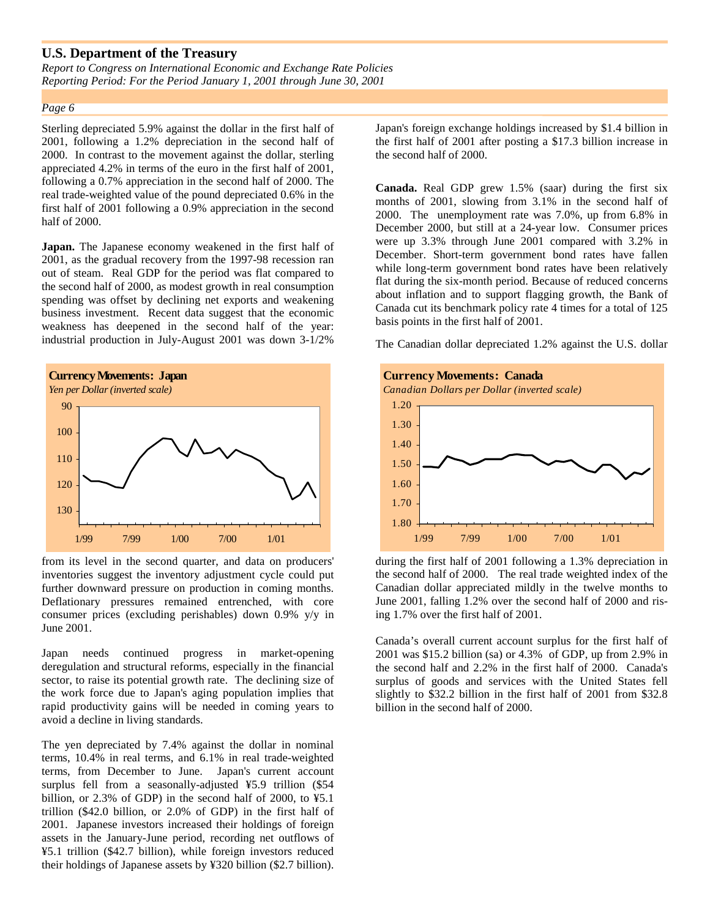Sterling depreciated 5.9% against the dollar in the first half of 2001, following a 1.2% depreciation in the second half of 2000. In contrast to the movement against the dollar, sterling appreciated 4.2% in terms of the euro in the first half of 2001, following a 0.7% appreciation in the second half of 2000. The real trade-weighted value of the pound depreciated 0.6% in the first half of 2001 following a 0.9% appreciation in the second half of 2000.

**Japan.** The Japanese economy weakened in the first half of 2001, as the gradual recovery from the 1997-98 recession ran out of steam. Real GDP for the period was flat compared to the second half of 2000, as modest growth in real consumption spending was offset by declining net exports and weakening business investment. Recent data suggest that the economic weakness has deepened in the second half of the year: industrial production in July-August 2001 was down 3-1/2% from its level in the second quarter, and data on producers' inventories suggest the inventory adjustment cycle could put further downward pressure on production in coming months. Deflationary pressures remained entrenched, with core consumer prices (excluding perishables) down 0.9% y/y in June 2001.

**Currency Movements: Japan**
*Yen per Dollar (inverted scale)*

Japan needs continued progress in market-opening deregulation and structural reforms, especially in the financial sector, to raise its potential growth rate. The declining size of the work force due to Japan's aging population implies that rapid productivity gains will be needed in coming years to avoid a decline in living standards.

The yen depreciated by 7.4% against the dollar in nominal terms, 10.4% in real terms, and 6.1% in real trade-weighted terms, from December to June. Japan's current account surplus fell from a seasonally-adjusted ¥5.9 trillion ($54 billion, or 2.3% of GDP) in the second half of 2000, to ¥5.1 trillion ($42.0 billion, or 2.0% of GDP) in the first half of 2001. Japanese investors increased their holdings of foreign assets in the January-June period, recording net outflows of ¥5.1 trillion ($42.7 billion), while foreign investors reduced their holdings of Japanese assets by ¥320 billion ($2.7 billion). Japan's foreign exchange holdings increased by $1.4 billion in the first half of 2001 after posting a $17.3 billion increase in the second half of 2000.

**Canada.** Real GDP grew 1.5% (saar) during the first six months of 2001, slowing from 3.1% in the second half of 2000. The unemployment rate was 7.0%, up from 6.8% in December 2000, but still at a 24-year low. Consumer prices were up 3.3% through June 2001 compared with 3.2% in December. Short-term government bond rates have fallen while long-term government bond rates have been relatively flat during the six-month period. Because of reduced concerns about inflation and to support flagging growth, the Bank of Canada cut its benchmark policy rate 4 times for a total of 125 basis points in the first half of 2001.

The Canadian dollar depreciated 1.2% against the U.S. dollar during the first half of 2001 following a 1.3% depreciation in the second half of 2000. The real trade weighted index of the Canadian dollar appreciated mildly in the twelve months to June 2001, falling 1.2% over the second half of 2000 and rising 1.7% over the first half of 2001.

**Currency Movements: Canada**
*Canadian Dollars per Dollar (inverted scale)*

Canada's overall current account surplus for the first half of 2001 was $15.2 billion (sa) or 4.3% of GDP, up from 2.9% in the second half and 2.2% in the first half of 2000. Canada's surplus of goods and services with the United States fell slightly to $32.2 billion in the first half of 2001 from $32.8 billion in the second half of 2000.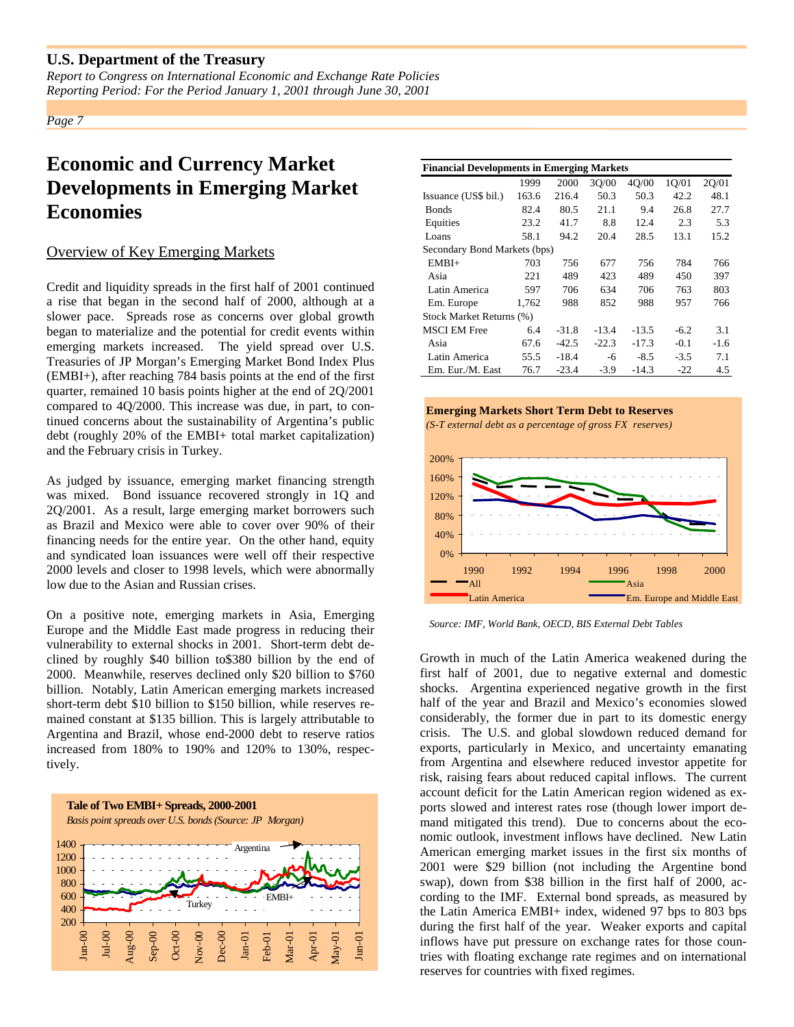# Economic and Currency Market Developments in Emerging Market Economies

## Overview of Key Emerging Markets

Credit and liquidity spreads in the first half of 2001 continued a rise that began in the second half of 2000, although at a slower pace. Spreads rose as concerns over global growth began to materialize and the potential for credit events within emerging markets increased. The yield spread over U.S. Treasuries of JP Morgan's Emerging Market Bond Index Plus (EMBI+), after reaching 784 basis points at the end of the first quarter, remained 10 basis points higher at the end of 2Q/2001 compared to 4Q/2000. This increase was due, in part, to continued concerns about the sustainability of Argentina's public debt (roughly 20% of the EMBI+ total market capitalization) and the February crisis in Turkey.

As judged by issuance, emerging market financing strength was mixed. Bond issuance recovered strongly in 1Q and 2Q/2001. As a result, large emerging market borrowers such as Brazil and Mexico were able to cover over 90% of their financing needs for the entire year. On the other hand, equity and syndicated loan issuances were well off their respective 2000 levels and closer to 1998 levels, which were abnormally low due to the Asian and Russian crises.

On a positive note, emerging markets in Asia, Emerging Europe and the Middle East made progress in reducing their vulnerability to external shocks in 2001. Short-term debt declined by roughly $40 billion to$380 billion by the end of 2000. Meanwhile, reserves declined only $20 billion to $760 billion. Notably, Latin American emerging markets increased short-term debt $10 billion to $150 billion, while reserves remained constant at $135 billion. This is largely attributable to Argentina and Brazil, whose end-2000 debt to reserve ratios increased from 180% to 190% and 120% to 130%, respectively.

**Tale of Two EMBI+ Spreads, 2000-2001**

*Basis point spreads over U.S. bonds (Source: JP Morgan)*

**Financial Developments in Emerging Markets**

| | 1999 | 2000 | 3Q/00 | 4Q/00 | 1Q/01 | 2Q/01 |
|---|---|---|---|---|---|---|
| Issuance (US$ bil.) | 163.6 | 216.4 | 50.3 | 50.3 | 42.2 | 48.1 |
| Bonds | 82.4 | 80.5 | 21.1 | 9.4 | 26.8 | 27.7 |
| Equities | 23.2 | 41.7 | 8.8 | 12.4 | 2.3 | 5.3 |
| Loans | 58.1 | 94.2 | 20.4 | 28.5 | 13.1 | 15.2 |
| Secondary Bond Markets (bps) | | | | | | |
| EMBI+ | 703 | 756 | 677 | 756 | 784 | 766 |
| Asia | 221 | 489 | 423 | 489 | 450 | 397 |
| Latin America | 597 | 706 | 634 | 706 | 763 | 803 |
| Em. Europe | 1,762 | 988 | 852 | 988 | 957 | 766 |
| Stock Market Returns (%) | | | | | | |
| MSCI EM Free | 6.4 | -31.8 | -13.4 | -13.5 | -6.2 | 3.1 |
| Asia | 67.6 | -42.5 | -22.3 | -17.3 | -0.1 | -1.6 |
| Latin America | 55.5 | -18.4 | -6 | -8.5 | -3.5 | 7.1 |
| Em. Eur./M. East | 76.7 | -23.4 | -3.9 | -14.3 | -22 | 4.5 |

**Emerging Markets Short Term Debt to Reserves**

*(S-T external debt as a percentage of gross FX reserves)*

*Source: IMF, World Bank, OECD, BIS External Debt Tables*

Growth in much of the Latin America weakened during the first half of 2001, due to negative external and domestic shocks. Argentina experienced negative growth in the first half of the year and Brazil and Mexico's economies slowed considerably, the former due in part to its domestic energy crisis. The U.S. and global slowdown reduced demand for exports, particularly in Mexico, and uncertainty emanating from Argentina and elsewhere reduced investor appetite for risk, raising fears about reduced capital inflows. The current account deficit for the Latin American region widened as exports slowed and interest rates rose (though lower import demand mitigated this trend). Due to concerns about the economic outlook, investment inflows have declined. New Latin American emerging market issues in the first six months of 2001 were $29 billion (not including the Argentine bond swap), down from $38 billion in the first half of 2000, according to the IMF. External bond spreads, as measured by the Latin America EMBI+ index, widened 97 bps to 803 bps during the first half of the year. Weaker exports and capital inflows have put pressure on exchange rates for those countries with floating exchange rate regimes and on international reserves for countries with fixed regimes.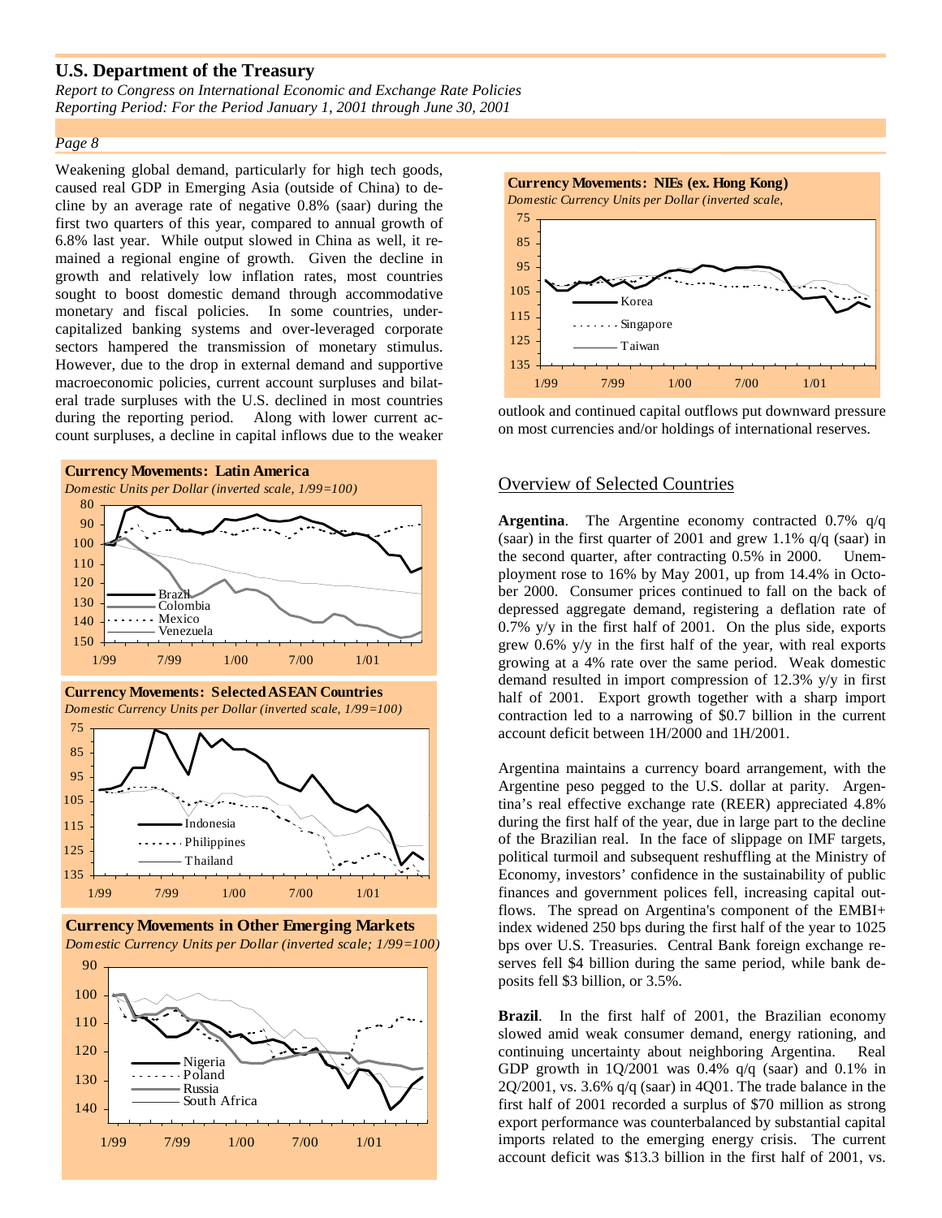Weakening global demand, particularly for high tech goods, caused real GDP in Emerging Asia (outside of China) to decline by an average rate of negative 0.8% (saar) during the first two quarters of this year, compared to annual growth of 6.8% last year. While output slowed in China as well, it remained a regional engine of growth. Given the decline in growth and relatively low inflation rates, most countries sought to boost domestic demand through accommodative monetary and fiscal policies. In some countries, undercapitalized banking systems and over-leveraged corporate sectors hampered the transmission of monetary stimulus. However, due to the drop in external demand and supportive macroeconomic policies, current account surpluses and bilateral trade surpluses with the U.S. declined in most countries during the reporting period. Along with lower current account surpluses, a decline in capital inflows due to the weaker outlook and continued capital outflows put downward pressure on most currencies and/or holdings of international reserves.

**Currency Movements: Latin America**
*Domestic Units per Dollar (inverted scale, 1/99=100)*

**Currency Movements: Selected ASEAN Countries**
*Domestic Currency Units per Dollar (inverted scale, 1/99=100)*

**Currency Movements in Other Emerging Markets**
*Domestic Currency Units per Dollar (inverted scale; 1/99=100)*

**Currency Movements: NIEs (ex. Hong Kong)**
*Domestic Currency Units per Dollar (inverted scale,*

## Overview of Selected Countries

**Argentina**. The Argentine economy contracted 0.7% q/q (saar) in the first quarter of 2001 and grew 1.1% q/q (saar) in the second quarter, after contracting 0.5% in 2000. Unemployment rose to 16% by May 2001, up from 14.4% in October 2000. Consumer prices continued to fall on the back of depressed aggregate demand, registering a deflation rate of 0.7% y/y in the first half of 2001. On the plus side, exports grew 0.6% y/y in the first half of the year, with real exports growing at a 4% rate over the same period. Weak domestic demand resulted in import compression of 12.3% y/y in first half of 2001. Export growth together with a sharp import contraction led to a narrowing of $0.7 billion in the current account deficit between 1H/2000 and 1H/2001.

Argentina maintains a currency board arrangement, with the Argentine peso pegged to the U.S. dollar at parity. Argentina's real effective exchange rate (REER) appreciated 4.8% during the first half of the year, due in large part to the decline of the Brazilian real. In the face of slippage on IMF targets, political turmoil and subsequent reshuffling at the Ministry of Economy, investors' confidence in the sustainability of public finances and government polices fell, increasing capital outflows. The spread on Argentina's component of the EMBI+ index widened 250 bps during the first half of the year to 1025 bps over U.S. Treasuries. Central Bank foreign exchange reserves fell $4 billion during the same period, while bank deposits fell $3 billion, or 3.5%.

**Brazil**. In the first half of 2001, the Brazilian economy slowed amid weak consumer demand, energy rationing, and continuing uncertainty about neighboring Argentina. Real GDP growth in 1Q/2001 was 0.4% q/q (saar) and 0.1% in 2Q/2001, vs. 3.6% q/q (saar) in 4Q01. The trade balance in the first half of 2001 recorded a surplus of $70 million as strong export performance was counterbalanced by substantial capital imports related to the emerging energy crisis. The current account deficit was $13.3 billion in the first half of 2001, vs.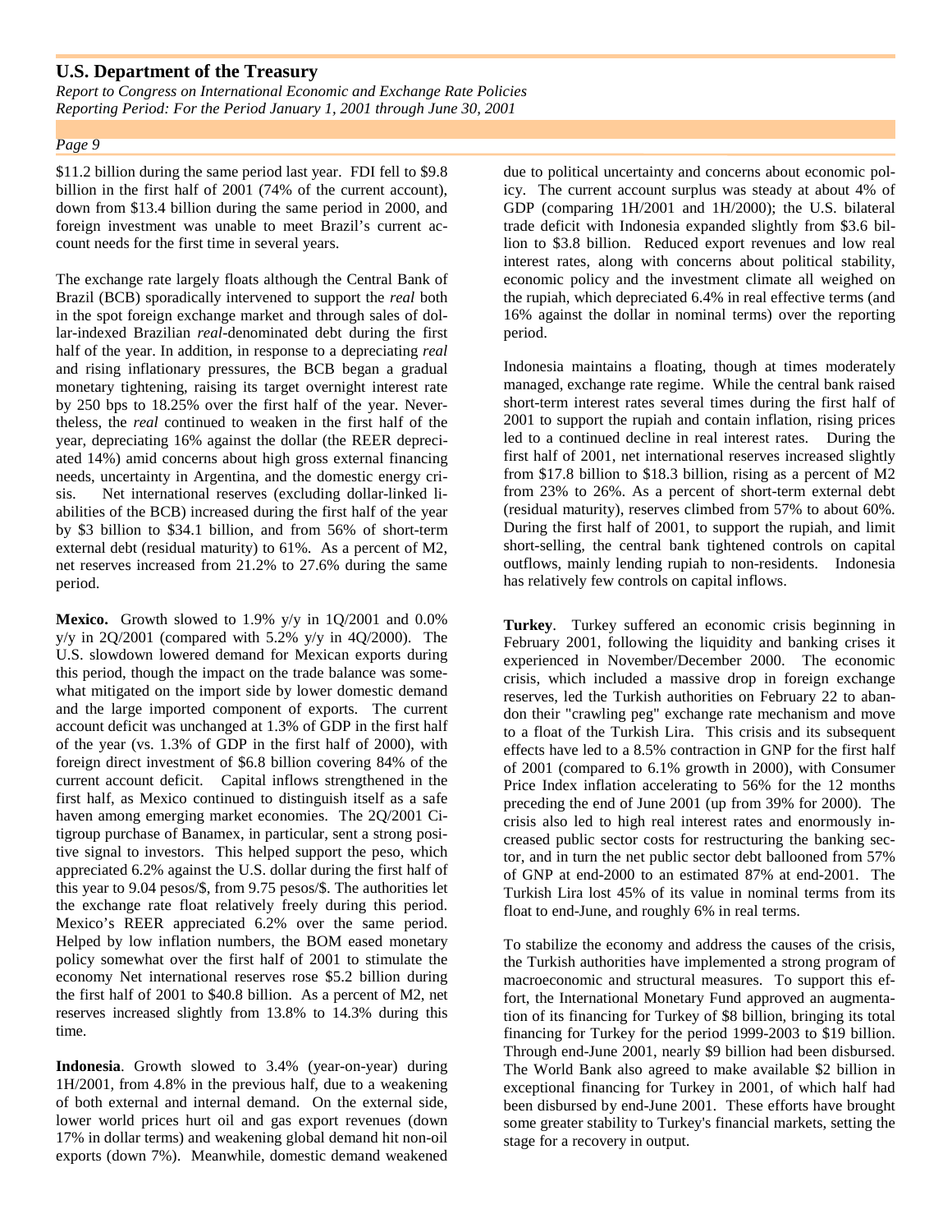$11.2 billion during the same period last year. FDI fell to $9.8 billion in the first half of 2001 (74% of the current account), down from $13.4 billion during the same period in 2000, and foreign investment was unable to meet Brazil's current account needs for the first time in several years.

The exchange rate largely floats although the Central Bank of Brazil (BCB) sporadically intervened to support the *real* both in the spot foreign exchange market and through sales of dollar-indexed Brazilian *real*-denominated debt during the first half of the year. In addition, in response to a depreciating *real* and rising inflationary pressures, the BCB began a gradual monetary tightening, raising its target overnight interest rate by 250 bps to 18.25% over the first half of the year. Nevertheless, the *real* continued to weaken in the first half of the year, depreciating 16% against the dollar (the REER depreciated 14%) amid concerns about high gross external financing needs, uncertainty in Argentina, and the domestic energy crisis. Net international reserves (excluding dollar-linked liabilities of the BCB) increased during the first half of the year by $3 billion to $34.1 billion, and from 56% of short-term external debt (residual maturity) to 61%. As a percent of M2, net reserves increased from 21.2% to 27.6% during the same period.

**Mexico.** Growth slowed to 1.9% y/y in 1Q/2001 and 0.0% y/y in 2Q/2001 (compared with 5.2% y/y in 4Q/2000). The U.S. slowdown lowered demand for Mexican exports during this period, though the impact on the trade balance was somewhat mitigated on the import side by lower domestic demand and the large imported component of exports. The current account deficit was unchanged at 1.3% of GDP in the first half of the year (vs. 1.3% of GDP in the first half of 2000), with foreign direct investment of $6.8 billion covering 84% of the current account deficit. Capital inflows strengthened in the first half, as Mexico continued to distinguish itself as a safe haven among emerging market economies. The 2Q/2001 Citigroup purchase of Banamex, in particular, sent a strong positive signal to investors. This helped support the peso, which appreciated 6.2% against the U.S. dollar during the first half of this year to 9.04 pesos/$, from 9.75 pesos/$. The authorities let the exchange rate float relatively freely during this period. Mexico's REER appreciated 6.2% over the same period. Helped by low inflation numbers, the BOM eased monetary policy somewhat over the first half of 2001 to stimulate the economy Net international reserves rose $5.2 billion during the first half of 2001 to $40.8 billion. As a percent of M2, net reserves increased slightly from 13.8% to 14.3% during this time.

**Indonesia**. Growth slowed to 3.4% (year-on-year) during 1H/2001, from 4.8% in the previous half, due to a weakening of both external and internal demand. On the external side, lower world prices hurt oil and gas export revenues (down 17% in dollar terms) and weakening global demand hit non-oil exports (down 7%). Meanwhile, domestic demand weakened due to political uncertainty and concerns about economic policy. The current account surplus was steady at about 4% of GDP (comparing 1H/2001 and 1H/2000); the U.S. bilateral trade deficit with Indonesia expanded slightly from $3.6 billion to $3.8 billion. Reduced export revenues and low real interest rates, along with concerns about political stability, economic policy and the investment climate all weighed on the rupiah, which depreciated 6.4% in real effective terms (and 16% against the dollar in nominal terms) over the reporting period.

Indonesia maintains a floating, though at times moderately managed, exchange rate regime. While the central bank raised short-term interest rates several times during the first half of 2001 to support the rupiah and contain inflation, rising prices led to a continued decline in real interest rates. During the first half of 2001, net international reserves increased slightly from $17.8 billion to $18.3 billion, rising as a percent of M2 from 23% to 26%. As a percent of short-term external debt (residual maturity), reserves climbed from 57% to about 60%. During the first half of 2001, to support the rupiah, and limit short-selling, the central bank tightened controls on capital outflows, mainly lending rupiah to non-residents. Indonesia has relatively few controls on capital inflows.

**Turkey**. Turkey suffered an economic crisis beginning in February 2001, following the liquidity and banking crises it experienced in November/December 2000. The economic crisis, which included a massive drop in foreign exchange reserves, led the Turkish authorities on February 22 to abandon their "crawling peg" exchange rate mechanism and move to a float of the Turkish Lira. This crisis and its subsequent effects have led to a 8.5% contraction in GNP for the first half of 2001 (compared to 6.1% growth in 2000), with Consumer Price Index inflation accelerating to 56% for the 12 months preceding the end of June 2001 (up from 39% for 2000). The crisis also led to high real interest rates and enormously increased public sector costs for restructuring the banking sector, and in turn the net public sector debt ballooned from 57% of GNP at end-2000 to an estimated 87% at end-2001. The Turkish Lira lost 45% of its value in nominal terms from its float to end-June, and roughly 6% in real terms.

To stabilize the economy and address the causes of the crisis, the Turkish authorities have implemented a strong program of macroeconomic and structural measures. To support this effort, the International Monetary Fund approved an augmentation of its financing for Turkey of $8 billion, bringing its total financing for Turkey for the period 1999-2003 to $19 billion. Through end-June 2001, nearly $9 billion had been disbursed. The World Bank also agreed to make available $2 billion in exceptional financing for Turkey in 2001, of which half had been disbursed by end-June 2001. These efforts have brought some greater stability to Turkey's financial markets, setting the stage for a recovery in output.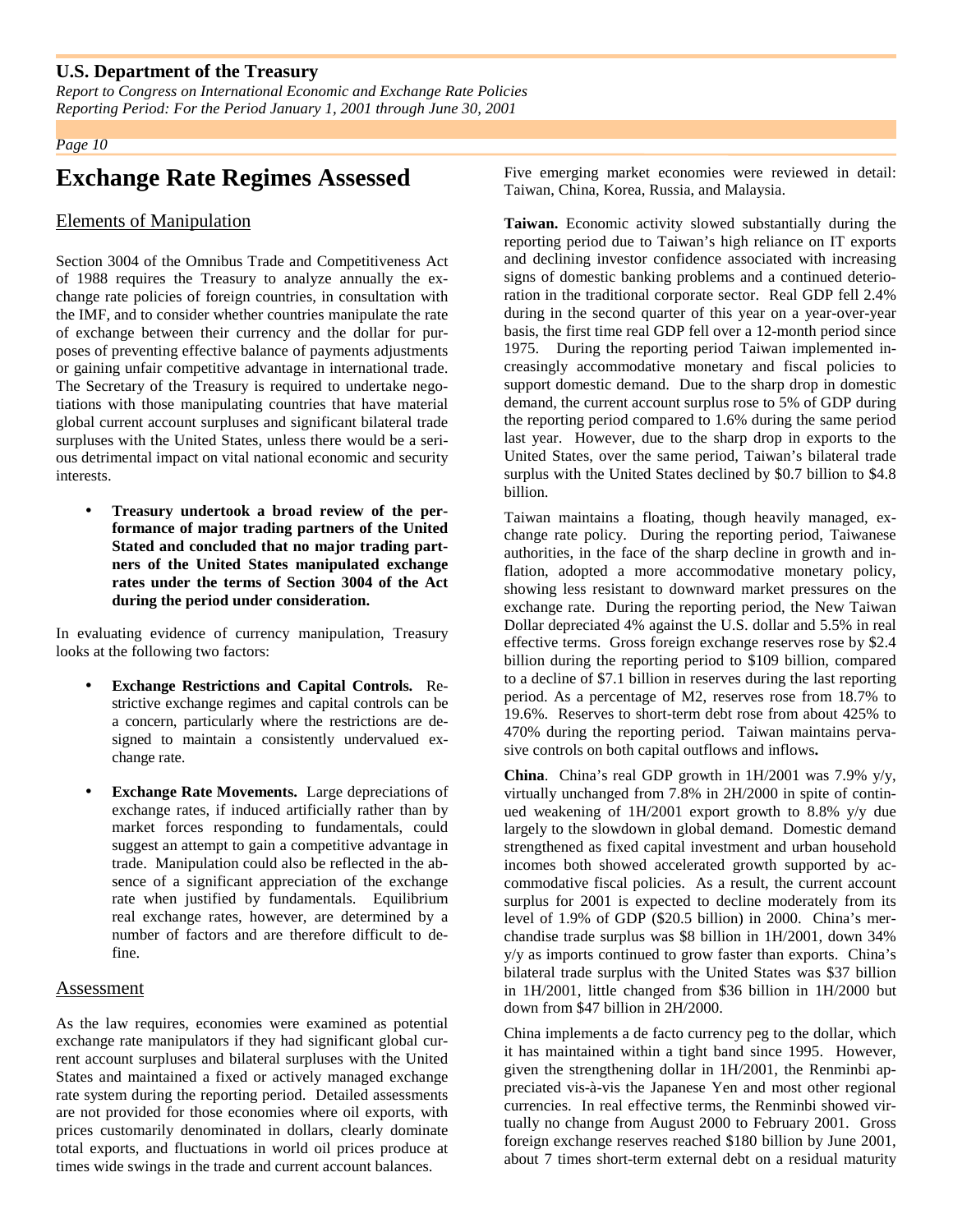# Exchange Rate Regimes Assessed

## Elements of Manipulation

Section 3004 of the Omnibus Trade and Competitiveness Act of 1988 requires the Treasury to analyze annually the exchange rate policies of foreign countries, in consultation with the IMF, and to consider whether countries manipulate the rate of exchange between their currency and the dollar for purposes of preventing effective balance of payments adjustments or gaining unfair competitive advantage in international trade. The Secretary of the Treasury is required to undertake negotiations with those manipulating countries that have material global current account surpluses and significant bilateral trade surpluses with the United States, unless there would be a serious detrimental impact on vital national economic and security interests.

- **Treasury undertook a broad review of the performance of major trading partners of the United Stated and concluded that no major trading partners of the United States manipulated exchange rates under the terms of Section 3004 of the Act during the period under consideration.**

In evaluating evidence of currency manipulation, Treasury looks at the following two factors:

- **Exchange Restrictions and Capital Controls.** Restrictive exchange regimes and capital controls can be a concern, particularly where the restrictions are designed to maintain a consistently undervalued exchange rate.
- **Exchange Rate Movements.** Large depreciations of exchange rates, if induced artificially rather than by market forces responding to fundamentals, could suggest an attempt to gain a competitive advantage in trade. Manipulation could also be reflected in the absence of a significant appreciation of the exchange rate when justified by fundamentals. Equilibrium real exchange rates, however, are determined by a number of factors and are therefore difficult to define.

## Assessment

As the law requires, economies were examined as potential exchange rate manipulators if they had significant global current account surpluses and bilateral surpluses with the United States and maintained a fixed or actively managed exchange rate system during the reporting period. Detailed assessments are not provided for those economies where oil exports, with prices customarily denominated in dollars, clearly dominate total exports, and fluctuations in world oil prices produce at times wide swings in the trade and current account balances.

Five emerging market economies were reviewed in detail: Taiwan, China, Korea, Russia, and Malaysia.

**Taiwan.** Economic activity slowed substantially during the reporting period due to Taiwan's high reliance on IT exports and declining investor confidence associated with increasing signs of domestic banking problems and a continued deterioration in the traditional corporate sector. Real GDP fell 2.4% during in the second quarter of this year on a year-over-year basis, the first time real GDP fell over a 12-month period since 1975. During the reporting period Taiwan implemented increasingly accommodative monetary and fiscal policies to support domestic demand. Due to the sharp drop in domestic demand, the current account surplus rose to 5% of GDP during the reporting period compared to 1.6% during the same period last year. However, due to the sharp drop in exports to the United States, over the same period, Taiwan's bilateral trade surplus with the United States declined by $0.7 billion to $4.8 billion.

Taiwan maintains a floating, though heavily managed, exchange rate policy. During the reporting period, Taiwanese authorities, in the face of the sharp decline in growth and inflation, adopted a more accommodative monetary policy, showing less resistant to downward market pressures on the exchange rate. During the reporting period, the New Taiwan Dollar depreciated 4% against the U.S. dollar and 5.5% in real effective terms. Gross foreign exchange reserves rose by $2.4 billion during the reporting period to $109 billion, compared to a decline of $7.1 billion in reserves during the last reporting period. As a percentage of M2, reserves rose from 18.7% to 19.6%. Reserves to short-term debt rose from about 425% to 470% during the reporting period. Taiwan maintains pervasive controls on both capital outflows and inflows**.**

**China**. China's real GDP growth in 1H/2001 was 7.9% y/y, virtually unchanged from 7.8% in 2H/2000 in spite of continued weakening of 1H/2001 export growth to 8.8% y/y due largely to the slowdown in global demand. Domestic demand strengthened as fixed capital investment and urban household incomes both showed accelerated growth supported by accommodative fiscal policies. As a result, the current account surplus for 2001 is expected to decline moderately from its level of 1.9% of GDP ($20.5 billion) in 2000. China's merchandise trade surplus was $8 billion in 1H/2001, down 34% y/y as imports continued to grow faster than exports. China's bilateral trade surplus with the United States was $37 billion in 1H/2001, little changed from $36 billion in 1H/2000 but down from $47 billion in 2H/2000.

China implements a de facto currency peg to the dollar, which it has maintained within a tight band since 1995. However, given the strengthening dollar in 1H/2001, the Renminbi appreciated vis-à-vis the Japanese Yen and most other regional currencies. In real effective terms, the Renminbi showed virtually no change from August 2000 to February 2001. Gross foreign exchange reserves reached $180 billion by June 2001, about 7 times short-term external debt on a residual maturity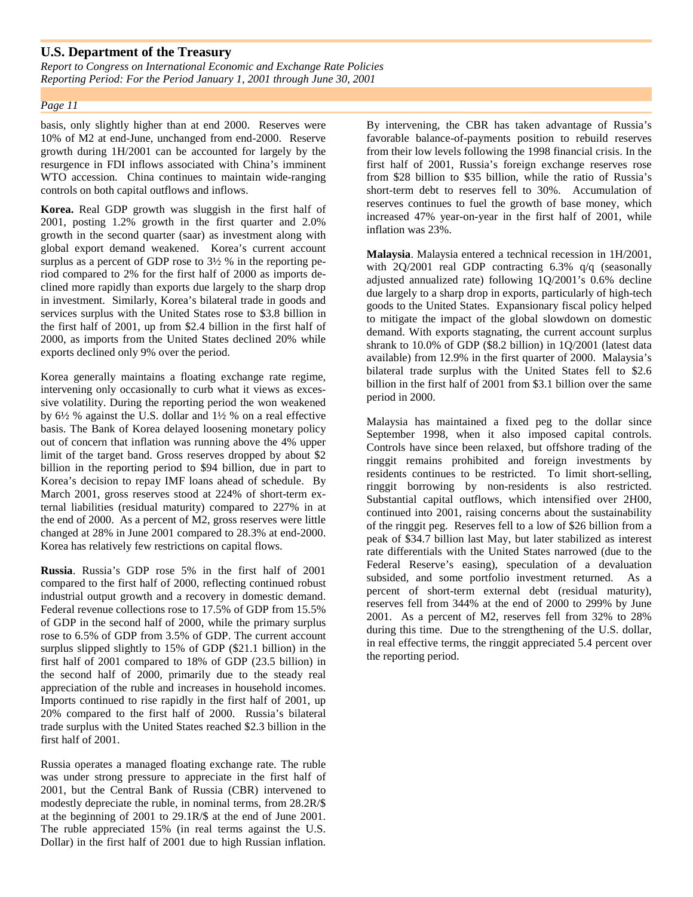basis, only slightly higher than at end 2000. Reserves were 10% of M2 at end-June, unchanged from end-2000. Reserve growth during 1H/2001 can be accounted for largely by the resurgence in FDI inflows associated with China's imminent WTO accession. China continues to maintain wide-ranging controls on both capital outflows and inflows.

**Korea.** Real GDP growth was sluggish in the first half of 2001, posting 1.2% growth in the first quarter and 2.0% growth in the second quarter (saar) as investment along with global export demand weakened. Korea's current account surplus as a percent of GDP rose to 3½ % in the reporting period compared to 2% for the first half of 2000 as imports declined more rapidly than exports due largely to the sharp drop in investment. Similarly, Korea's bilateral trade in goods and services surplus with the United States rose to $3.8 billion in the first half of 2001, up from $2.4 billion in the first half of 2000, as imports from the United States declined 20% while exports declined only 9% over the period.

Korea generally maintains a floating exchange rate regime, intervening only occasionally to curb what it views as excessive volatility. During the reporting period the won weakened by 6½ % against the U.S. dollar and 1½ % on a real effective basis. The Bank of Korea delayed loosening monetary policy out of concern that inflation was running above the 4% upper limit of the target band. Gross reserves dropped by about $2 billion in the reporting period to $94 billion, due in part to Korea's decision to repay IMF loans ahead of schedule. By March 2001, gross reserves stood at 224% of short-term external liabilities (residual maturity) compared to 227% in at the end of 2000. As a percent of M2, gross reserves were little changed at 28% in June 2001 compared to 28.3% at end-2000. Korea has relatively few restrictions on capital flows.

**Russia**. Russia's GDP rose 5% in the first half of 2001 compared to the first half of 2000, reflecting continued robust industrial output growth and a recovery in domestic demand. Federal revenue collections rose to 17.5% of GDP from 15.5% of GDP in the second half of 2000, while the primary surplus rose to 6.5% of GDP from 3.5% of GDP. The current account surplus slipped slightly to 15% of GDP ($21.1 billion) in the first half of 2001 compared to 18% of GDP (23.5 billion) in the second half of 2000, primarily due to the steady real appreciation of the ruble and increases in household incomes. Imports continued to rise rapidly in the first half of 2001, up 20% compared to the first half of 2000. Russia's bilateral trade surplus with the United States reached $2.3 billion in the first half of 2001.

Russia operates a managed floating exchange rate. The ruble was under strong pressure to appreciate in the first half of 2001, but the Central Bank of Russia (CBR) intervened to modestly depreciate the ruble, in nominal terms, from 28.2R/$ at the beginning of 2001 to 29.1R/$ at the end of June 2001. The ruble appreciated 15% (in real terms against the U.S. Dollar) in the first half of 2001 due to high Russian inflation. By intervening, the CBR has taken advantage of Russia's favorable balance-of-payments position to rebuild reserves from their low levels following the 1998 financial crisis. In the first half of 2001, Russia's foreign exchange reserves rose from $28 billion to $35 billion, while the ratio of Russia's short-term debt to reserves fell to 30%. Accumulation of reserves continues to fuel the growth of base money, which increased 47% year-on-year in the first half of 2001, while inflation was 23%.

**Malaysia**. Malaysia entered a technical recession in 1H/2001, with 2Q/2001 real GDP contracting 6.3% q/q (seasonally adjusted annualized rate) following 1Q/2001's 0.6% decline due largely to a sharp drop in exports, particularly of high-tech goods to the United States. Expansionary fiscal policy helped to mitigate the impact of the global slowdown on domestic demand. With exports stagnating, the current account surplus shrank to 10.0% of GDP ($8.2 billion) in 1Q/2001 (latest data available) from 12.9% in the first quarter of 2000. Malaysia's bilateral trade surplus with the United States fell to $2.6 billion in the first half of 2001 from $3.1 billion over the same period in 2000.

Malaysia has maintained a fixed peg to the dollar since September 1998, when it also imposed capital controls. Controls have since been relaxed, but offshore trading of the ringgit remains prohibited and foreign investments by residents continues to be restricted. To limit short-selling, ringgit borrowing by non-residents is also restricted. Substantial capital outflows, which intensified over 2H00, continued into 2001, raising concerns about the sustainability of the ringgit peg. Reserves fell to a low of $26 billion from a peak of $34.7 billion last May, but later stabilized as interest rate differentials with the United States narrowed (due to the Federal Reserve's easing), speculation of a devaluation subsided, and some portfolio investment returned. As a percent of short-term external debt (residual maturity), reserves fell from 344% at the end of 2000 to 299% by June 2001. As a percent of M2, reserves fell from 32% to 28% during this time. Due to the strengthening of the U.S. dollar, in real effective terms, the ringgit appreciated 5.4 percent over the reporting period.